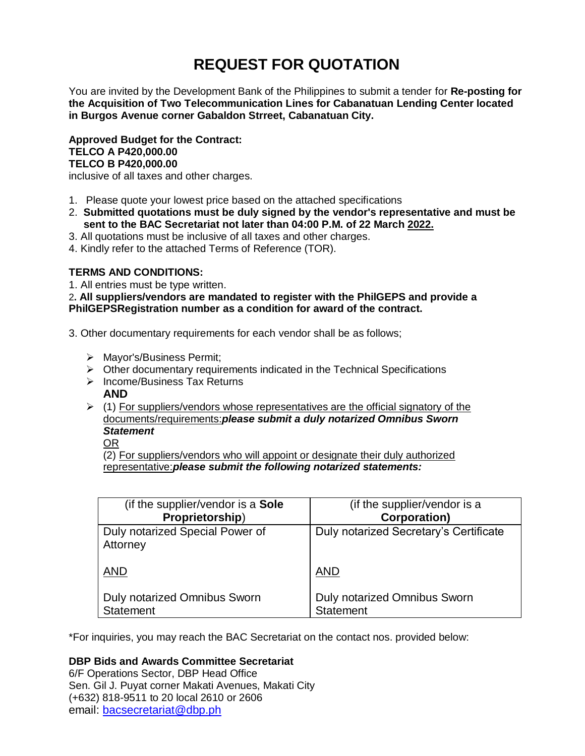# REQUEST FOR QUOTATION

You are invited by the Development Bank of the Philippines to submit a tender for **Re-posting for the Acquisition of Two Telecommunication Lines for Cabanatuan Lending Center located in Burgos Avenue corner Gabaldon Strreet, Cabanatuan City.**

**Approved Budget for the Contract:**
**TELCO A P420,000.00**
**TELCO B P420,000.00**
inclusive of all taxes and other charges.

1. Please quote your lowest price based on the attached specifications
2. **Submitted quotations must be duly signed by the vendor's representative and must be sent to the BAC Secretariat not later than 04:00 P.M. of 22 March 2022.**
3. All quotations must be inclusive of all taxes and other charges.
4. Kindly refer to the attached Terms of Reference (TOR).

**TERMS AND CONDITIONS:**

1. All entries must be type written.
2. **All suppliers/vendors are mandated to register with the PhilGEPS and provide a PhilGEPSRegistration number as a condition for award of the contract.**

3. Other documentary requirements for each vendor shall be as follows;

- Mayor's/Business Permit;
- Other documentary requirements indicated in the Technical Specifications
- Income/Business Tax Returns
  **AND**
- (1) For suppliers/vendors whose representatives are the official signatory of the documents/requirements:***please submit a duly notarized Omnibus Sworn Statement***
  OR
  (2) For suppliers/vendors who will appoint or designate their duly authorized representative:***please submit the following notarized statements:***

| (if the supplier/vendor is a **Sole Proprietorship**) | (if the supplier/vendor is a **Corporation)** |
|---|---|
| Duly notarized Special Power of Attorney<br><br>AND<br><br>Duly notarized Omnibus Sworn Statement | Duly notarized Secretary's Certificate<br><br>AND<br><br>Duly notarized Omnibus Sworn Statement |

*For inquiries, you may reach the BAC Secretariat on the contact nos. provided below:

**DBP Bids and Awards Committee Secretariat**
6/F Operations Sector, DBP Head Office
Sen. Gil J. Puyat corner Makati Avenues, Makati City
(+632) 818-9511 to 20 local 2610 or 2606
email: bacsecretariat@dbp.ph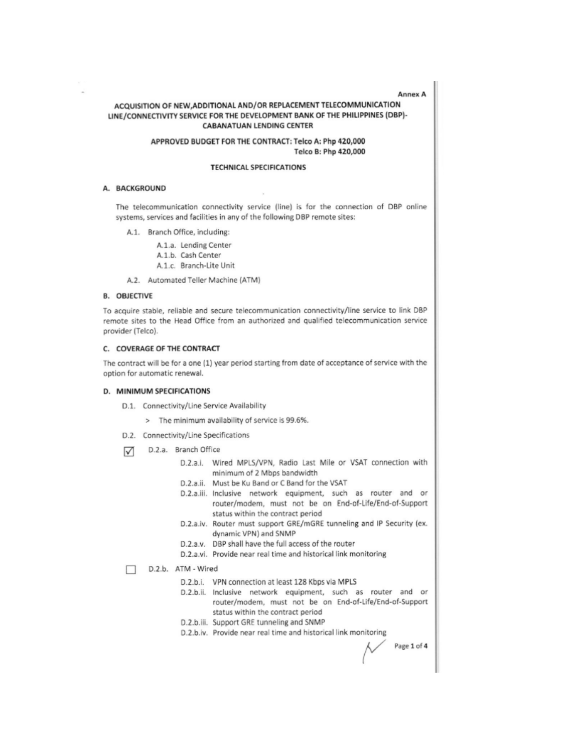Annex A

# ACQUISITION OF NEW, ADDITIONAL AND/OR REPLACEMENT TELECOMMUNICATION LINE/CONNECTIVITY SERVICE FOR THE DEVELOPMENT BANK OF THE PHILIPPINES (DBP)-CABANATUAN LENDING CENTER

**APPROVED BUDGET FOR THE CONTRACT: Telco A: Php 420,000**
**Telco B: Php 420,000**

## TECHNICAL SPECIFICATIONS

### A. BACKGROUND

The telecommunication connectivity service (line) is for the connection of DBP online systems, services and facilities in any of the following DBP remote sites:

- A.1. Branch Office, including:
  - A.1.a. Lending Center
  - A.1.b. Cash Center
  - A.1.c. Branch-Lite Unit
- A.2. Automated Teller Machine (ATM)

### B. OBJECTIVE

To acquire stable, reliable and secure telecommunication connectivity/line service to link DBP remote sites to the Head Office from an authorized and qualified telecommunication service provider (Telco).

### C. COVERAGE OF THE CONTRACT

The contract will be for a one (1) year period starting from date of acceptance of service with the option for automatic renewal.

### D. MINIMUM SPECIFICATIONS

- D.1. Connectivity/Line Service Availability
  - > The minimum availability of service is 99.6%.
- D.2. Connectivity/Line Specifications

☑ D.2.a. Branch Office

- D.2.a.i. Wired MPLS/VPN, Radio Last Mile or VSAT connection with minimum of 2 Mbps bandwidth
- D.2.a.ii. Must be Ku Band or C Band for the VSAT
- D.2.a.iii. Inclusive network equipment, such as router and or router/modem, must not be on End-of-Life/End-of-Support status within the contract period
- D.2.a.iv. Router must support GRE/mGRE tunneling and IP Security (ex. dynamic VPN) and SNMP
- D.2.a.v. DBP shall have the full access of the router
- D.2.a.vi. Provide near real time and historical link monitoring

☐ D.2.b. ATM - Wired

- D.2.b.i. VPN connection at least 128 Kbps via MPLS
- D.2.b.ii. Inclusive network equipment, such as router and or router/modem, must not be on End-of-Life/End-of-Support status within the contract period
- D.2.b.iii. Support GRE tunneling and SNMP
- D.2.b.iv. Provide near real time and historical link monitoring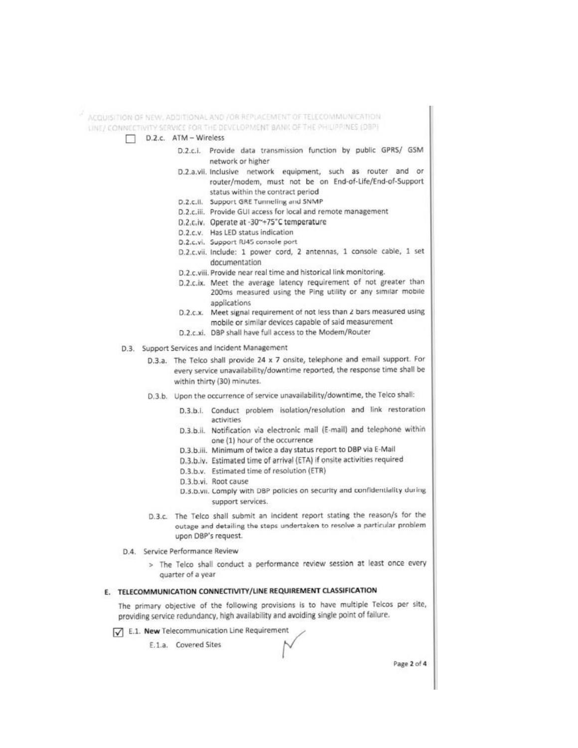- [ ] D.2.c. ATM – Wireless
  - D.2.c.i. Provide data transmission function by public GPRS/ GSM network or higher
  - D.2.a.vii. Inclusive network equipment, such as router and or router/modem, must not be on End-of-Life/End-of-Support status within the contract period
  - D.2.c.ii. Support GRE Tunneling and SNMP
  - D.2.c.iii. Provide GUI access for local and remote management
  - D.2.c.iv. Operate at -30~+75°C temperature
  - D.2.c.v. Has LED status indication
  - D.2.c.vi. Support RJ45 console port
  - D.2.c.vii. Include: 1 power cord, 2 antennas, 1 console cable, 1 set documentation
  - D.2.c.viii. Provide near real time and historical link monitoring.
  - D.2.c.ix. Meet the average latency requirement of not greater than 200ms measured using the Ping utility or any similar mobile applications
  - D.2.c.x. Meet signal requirement of not less than 2 bars measured using mobile or similar devices capable of said measurement
  - D.2.c.xi. DBP shall have full access to the Modem/Router

D.3. Support Services and Incident Management

- D.3.a. The Telco shall provide 24 x 7 onsite, telephone and email support. For every service unavailability/downtime reported, the response time shall be within thirty (30) minutes.
- D.3.b. Upon the occurrence of service unavailability/downtime, the Telco shall:
  - D.3.b.i. Conduct problem isolation/resolution and link restoration activities
  - D.3.b.ii. Notification via electronic mail (E-mail) and telephone within one (1) hour of the occurrence
  - D.3.b.iii. Minimum of twice a day status report to DBP via E-Mail
  - D.3.b.iv. Estimated time of arrival (ETA) if onsite activities required
  - D.3.b.v. Estimated time of resolution (ETR)
  - D.3.b.vi. Root cause
  - D.3.b.vii. Comply with DBP policies on security and confidentiality during support services.
- D.3.c. The Telco shall submit an incident report stating the reason/s for the outage and detailing the steps undertaken to resolve a particular problem upon DBP's request.

D.4. Service Performance Review

> The Telco shall conduct a performance review session at least once every quarter of a year

## E. TELECOMMUNICATION CONNECTIVITY/LINE REQUIREMENT CLASSIFICATION

The primary objective of the following provisions is to have multiple Telcos per site, providing service redundancy, high availability and avoiding single point of failure.

- [x] E.1. **New** Telecommunication Line Requirement
  - E.1.a. Covered Sites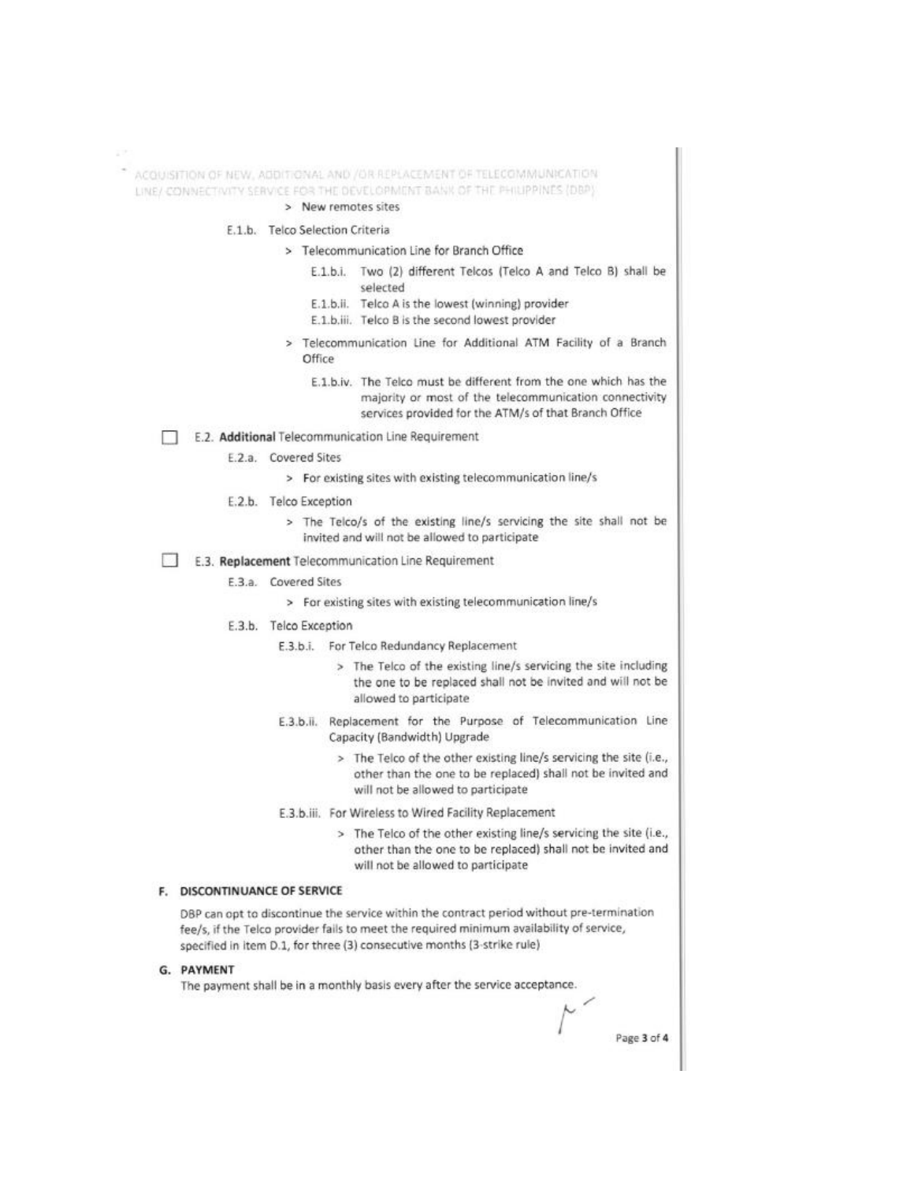- New remotes sites

E.1.b. Telco Selection Criteria

- Telecommunication Line for Branch Office
  - E.1.b.i. Two (2) different Telcos (Telco A and Telco B) shall be selected
  - E.1.b.ii. Telco A is the lowest (winning) provider
  - E.1.b.iii. Telco B is the second lowest provider
- Telecommunication Line for Additional ATM Facility of a Branch Office
  - E.1.b.iv. The Telco must be different from the one which has the majority or most of the telecommunication connectivity services provided for the ATM/s of that Branch Office

☐ E.2. **Additional** Telecommunication Line Requirement

E.2.a. Covered Sites

- For existing sites with existing telecommunication line/s

E.2.b. Telco Exception

- The Telco/s of the existing line/s servicing the site shall not be invited and will not be allowed to participate

☐ E.3. **Replacement** Telecommunication Line Requirement

E.3.a. Covered Sites

- For existing sites with existing telecommunication line/s

E.3.b. Telco Exception

E.3.b.i. For Telco Redundancy Replacement

- The Telco of the existing line/s servicing the site including the one to be replaced shall not be invited and will not be allowed to participate

E.3.b.ii. Replacement for the Purpose of Telecommunication Line Capacity (Bandwidth) Upgrade

- The Telco of the other existing line/s servicing the site (i.e., other than the one to be replaced) shall not be invited and will not be allowed to participate

E.3.b.iii. For Wireless to Wired Facility Replacement

- The Telco of the other existing line/s servicing the site (i.e., other than the one to be replaced) shall not be invited and will not be allowed to participate

## F. DISCONTINUANCE OF SERVICE

DBP can opt to discontinue the service within the contract period without pre-termination fee/s, if the Telco provider fails to meet the required minimum availability of service, specified in item D.1, for three (3) consecutive months (3-strike rule)

## G. PAYMENT

The payment shall be in a monthly basis every after the service acceptance.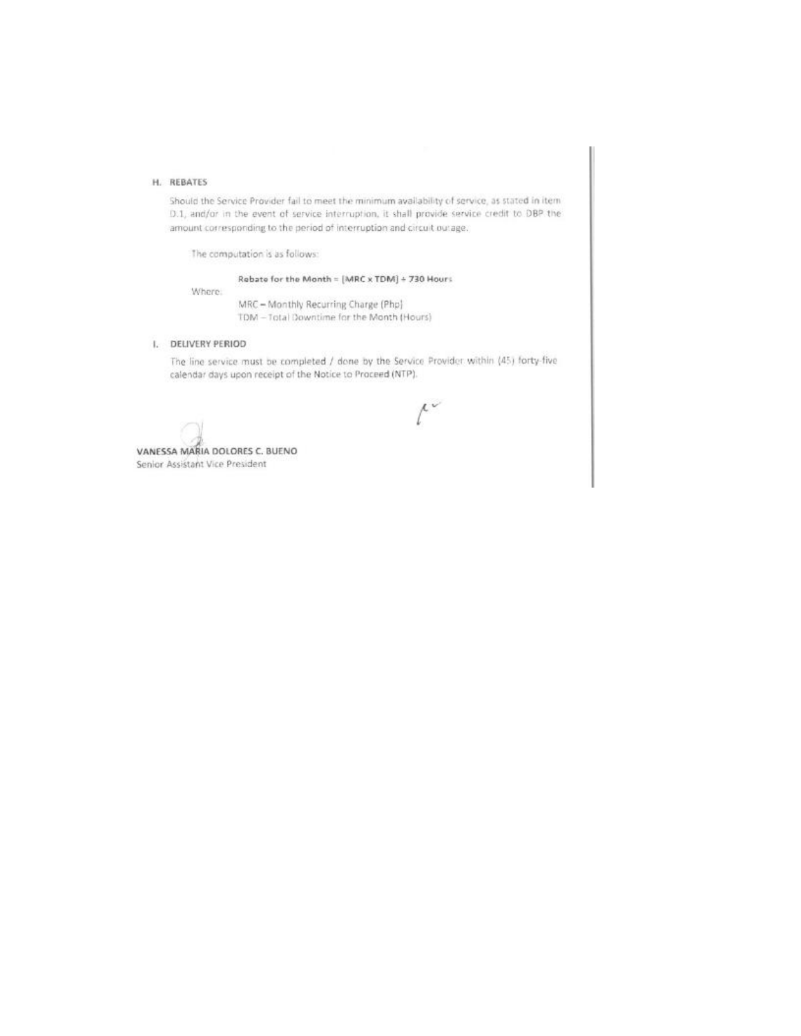## H. REBATES

Should the Service Provider fail to meet the minimum availability of service, as stated in item D.1, and/or in the event of service interruption, it shall provide service credit to DBP the amount corresponding to the period of interruption and circuit outage.

The computation is as follows:

**Rebate for the Month = [MRC x TDM] ÷ 730 Hours**

Where:

MRC – Monthly Recurring Charge (Php)
TDM – Total Downtime for the Month (Hours)

## I. DELIVERY PERIOD

The line service must be completed / done by the Service Provider within (45) forty-five calendar days upon receipt of the Notice to Proceed (NTP).

**VANESSA MARIA DOLORES C. BUENO**
Senior Assistant Vice President